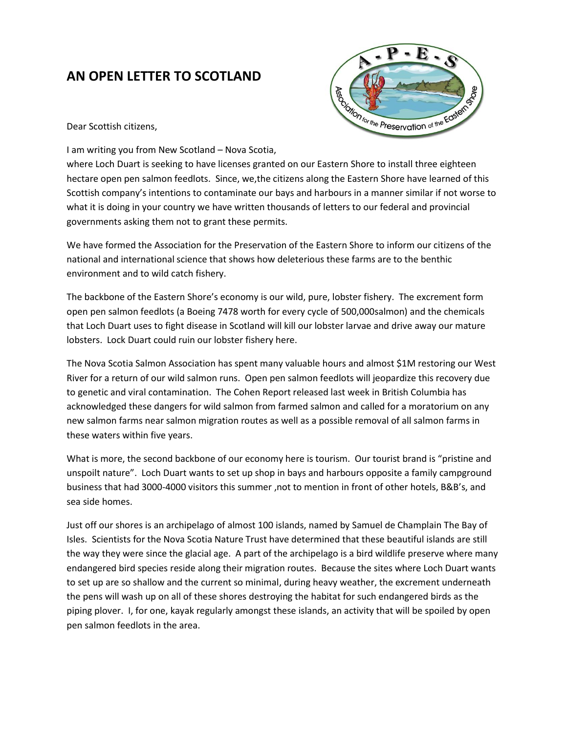# AN OPEN LETTER TO SCOTLAND

Dear Scottish citizens,

I am writing you from New Scotland – Nova Scotia,
where Loch Duart is seeking to have licenses granted on our Eastern Shore to install three eighteen hectare open pen salmon feedlots. Since, we,the citizens along the Eastern Shore have learned of this Scottish company's intentions to contaminate our bays and harbours in a manner similar if not worse to what it is doing in your country we have written thousands of letters to our federal and provincial governments asking them not to grant these permits.

We have formed the Association for the Preservation of the Eastern Shore to inform our citizens of the national and international science that shows how deleterious these farms are to the benthic environment and to wild catch fishery.

The backbone of the Eastern Shore's economy is our wild, pure, lobster fishery. The excrement form open pen salmon feedlots (a Boeing 7478 worth for every cycle of 500,000salmon) and the chemicals that Loch Duart uses to fight disease in Scotland will kill our lobster larvae and drive away our mature lobsters. Lock Duart could ruin our lobster fishery here.

The Nova Scotia Salmon Association has spent many valuable hours and almost $1M restoring our West River for a return of our wild salmon runs. Open pen salmon feedlots will jeopardize this recovery due to genetic and viral contamination. The Cohen Report released last week in British Columbia has acknowledged these dangers for wild salmon from farmed salmon and called for a moratorium on any new salmon farms near salmon migration routes as well as a possible removal of all salmon farms in these waters within five years.

What is more, the second backbone of our economy here is tourism. Our tourist brand is "pristine and unspoilt nature". Loch Duart wants to set up shop in bays and harbours opposite a family campground business that had 3000-4000 visitors this summer ,not to mention in front of other hotels, B&B's, and sea side homes.

Just off our shores is an archipelago of almost 100 islands, named by Samuel de Champlain The Bay of Isles. Scientists for the Nova Scotia Nature Trust have determined that these beautiful islands are still the way they were since the glacial age. A part of the archipelago is a bird wildlife preserve where many endangered bird species reside along their migration routes. Because the sites where Loch Duart wants to set up are so shallow and the current so minimal, during heavy weather, the excrement underneath the pens will wash up on all of these shores destroying the habitat for such endangered birds as the piping plover. I, for one, kayak regularly amongst these islands, an activity that will be spoiled by open pen salmon feedlots in the area.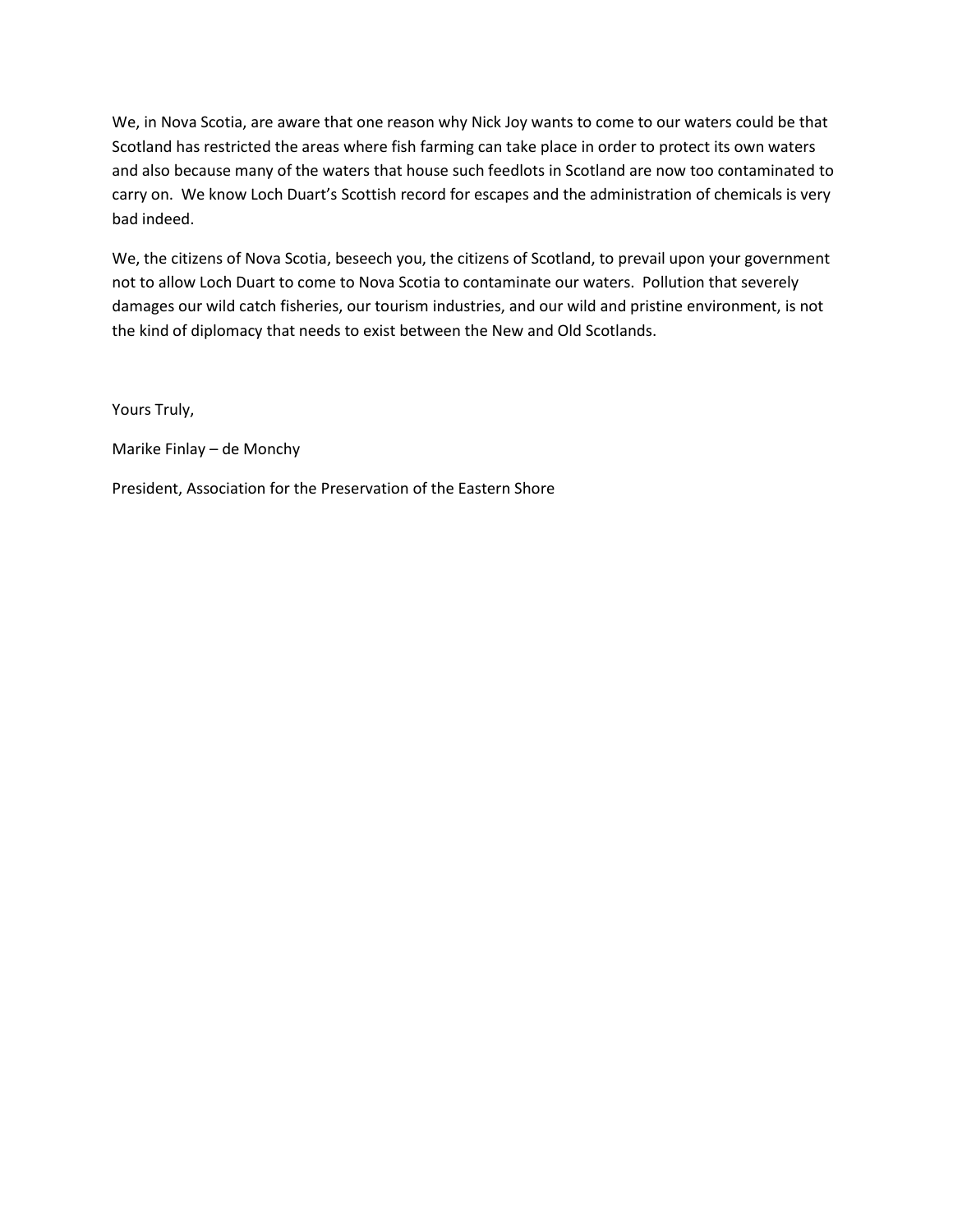We, in Nova Scotia, are aware that one reason why Nick Joy wants to come to our waters could be that Scotland has restricted the areas where fish farming can take place in order to protect its own waters and also because many of the waters that house such feedlots in Scotland are now too contaminated to carry on. We know Loch Duart's Scottish record for escapes and the administration of chemicals is very bad indeed.

We, the citizens of Nova Scotia, beseech you, the citizens of Scotland, to prevail upon your government not to allow Loch Duart to come to Nova Scotia to contaminate our waters. Pollution that severely damages our wild catch fisheries, our tourism industries, and our wild and pristine environment, is not the kind of diplomacy that needs to exist between the New and Old Scotlands.

Yours Truly,

Marike Finlay – de Monchy

President, Association for the Preservation of the Eastern Shore